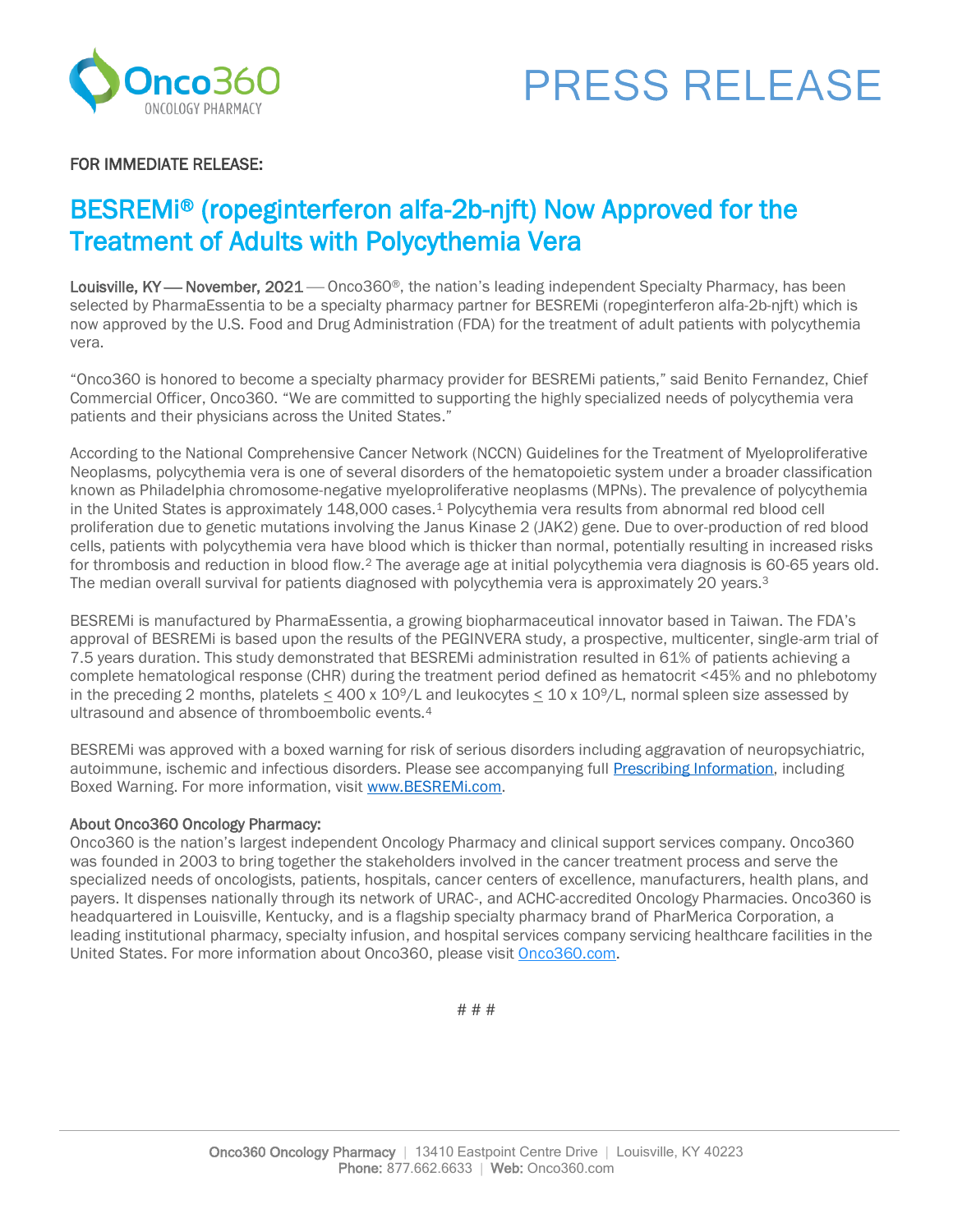# PRESS RELEASE

**FOR IMMEDIATE RELEASE:**

## BESREMi® (ropeginterferon alfa-2b-njft) Now Approved for the Treatment of Adults with Polycythemia Vera

**Louisville, KY — November, 2021** — Onco360®, the nation's leading independent Specialty Pharmacy, has been selected by PharmaEssentia to be a specialty pharmacy partner for BESREMi (ropeginterferon alfa-2b-njft) which is now approved by the U.S. Food and Drug Administration (FDA) for the treatment of adult patients with polycythemia vera.

"Onco360 is honored to become a specialty pharmacy provider for BESREMi patients," said Benito Fernandez, Chief Commercial Officer, Onco360. "We are committed to supporting the highly specialized needs of polycythemia vera patients and their physicians across the United States."

According to the National Comprehensive Cancer Network (NCCN) Guidelines for the Treatment of Myeloproliferative Neoplasms, polycythemia vera is one of several disorders of the hematopoietic system under a broader classification known as Philadelphia chromosome-negative myeloproliferative neoplasms (MPNs). The prevalence of polycythemia in the United States is approximately 148,000 cases.[1] Polycythemia vera results from abnormal red blood cell proliferation due to genetic mutations involving the Janus Kinase 2 (JAK2) gene. Due to over-production of red blood cells, patients with polycythemia vera have blood which is thicker than normal, potentially resulting in increased risks for thrombosis and reduction in blood flow.[2] The average age at initial polycythemia vera diagnosis is 60-65 years old. The median overall survival for patients diagnosed with polycythemia vera is approximately 20 years.[3]

BESREMi is manufactured by PharmaEssentia, a growing biopharmaceutical innovator based in Taiwan. The FDA's approval of BESREMi is based upon the results of the PEGINVERA study, a prospective, multicenter, single-arm trial of 7.5 years duration. This study demonstrated that BESREMi administration resulted in 61% of patients achieving a complete hematological response (CHR) during the treatment period defined as hematocrit <45% and no phlebotomy in the preceding 2 months, platelets $\leq$ 400 x $10^9$/L and leukocytes $\leq$ 10 x $10^9$/L, normal spleen size assessed by ultrasound and absence of thromboembolic events.[4]

BESREMi was approved with a boxed warning for risk of serious disorders including aggravation of neuropsychiatric, autoimmune, ischemic and infectious disorders. Please see accompanying full Prescribing Information, including Boxed Warning. For more information, visit www.BESREMi.com.

**About Onco360 Oncology Pharmacy:**

Onco360 is the nation's largest independent Oncology Pharmacy and clinical support services company. Onco360 was founded in 2003 to bring together the stakeholders involved in the cancer treatment process and serve the specialized needs of oncologists, patients, hospitals, cancer centers of excellence, manufacturers, health plans, and payers. It dispenses nationally through its network of URAC-, and ACHC-accredited Oncology Pharmacies. Onco360 is headquartered in Louisville, Kentucky, and is a flagship specialty pharmacy brand of PharMerica Corporation, a leading institutional pharmacy, specialty infusion, and hospital services company servicing healthcare facilities in the United States. For more information about Onco360, please visit Onco360.com.

# # #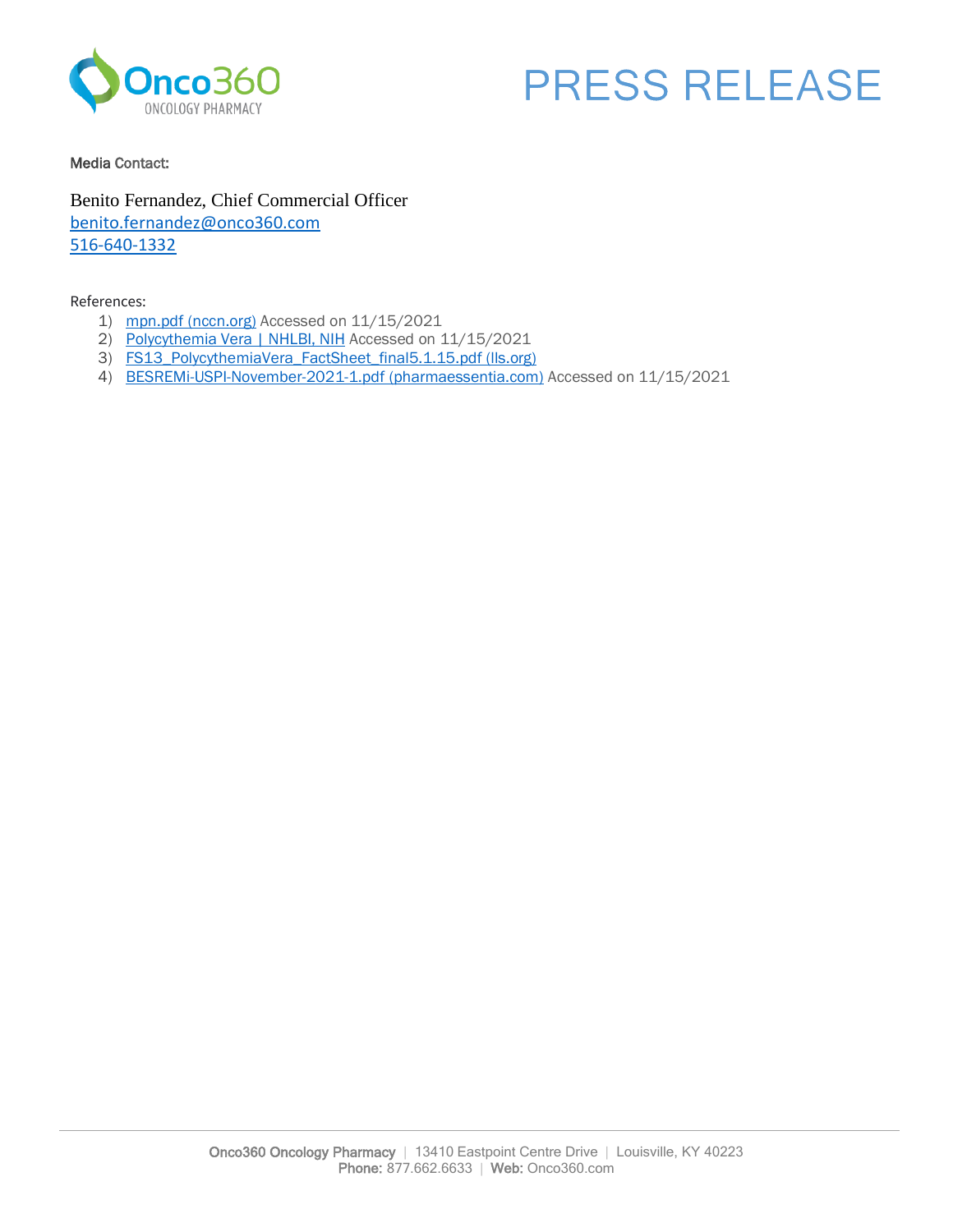Media Contact:

Benito Fernandez, Chief Commercial Officer
benito.fernandez@onco360.com
516-640-1332

References:

1) mpn.pdf (nccn.org) Accessed on 11/15/2021
2) Polycythemia Vera | NHLBI, NIH Accessed on 11/15/2021
3) FS13_PolycythemiaVera_FactSheet_final5.1.15.pdf (lls.org)
4) BESREMi-USPI-November-2021-1.pdf (pharmaessentia.com) Accessed on 11/15/2021